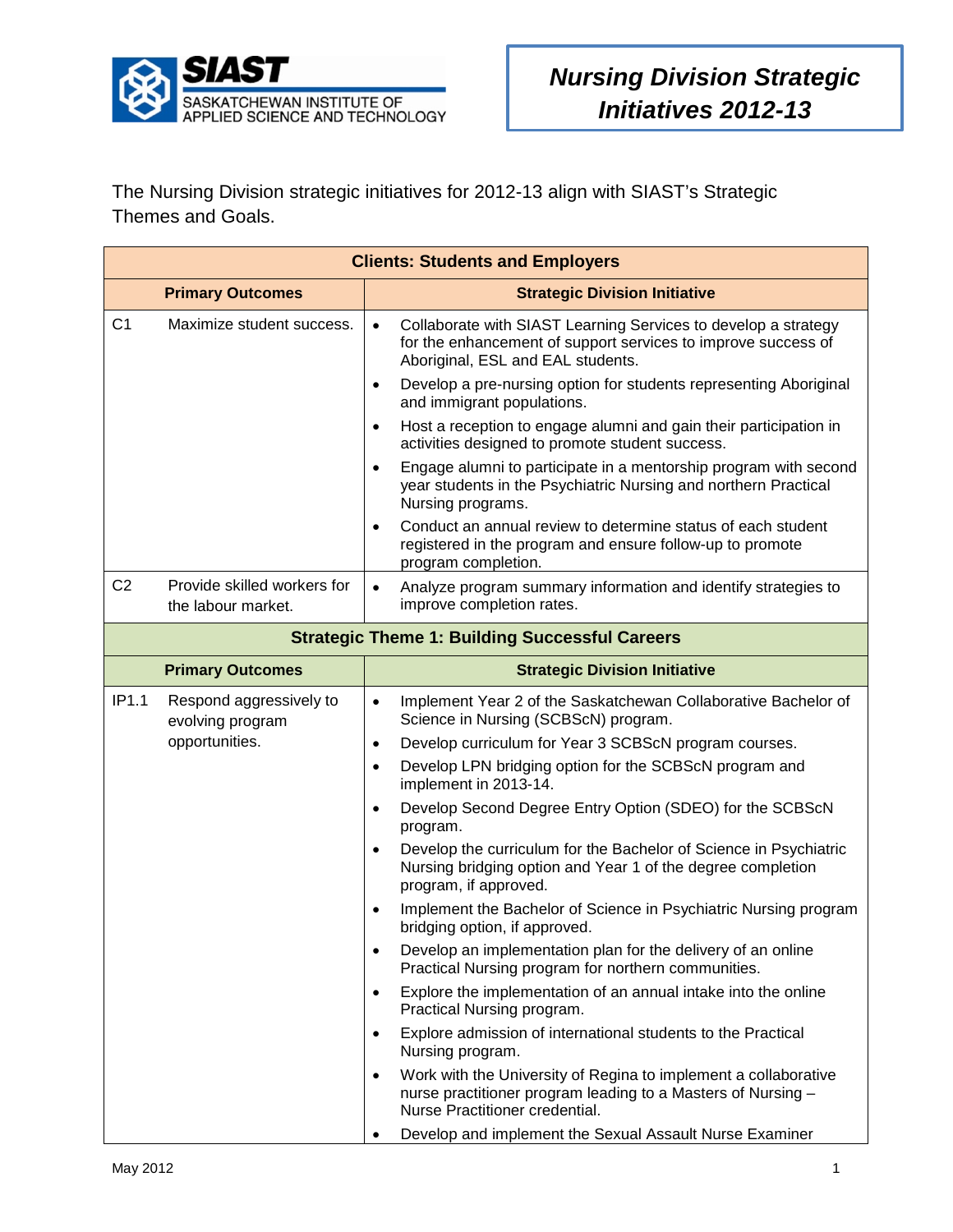SIAST

SASKATCHEWAN INSTITUTE OF APPLIED SCIENCE AND TECHNOLOGY

# *Nursing Division Strategic Initiatives 2012-13*

The Nursing Division strategic initiatives for 2012-13 align with SIAST's Strategic Themes and Goals.

| **Clients: Students and Employers** | | |
|---|---|---|
| **Primary Outcomes** | | **Strategic Division Initiative** |
| C1 | Maximize student success. | • Collaborate with SIAST Learning Services to develop a strategy for the enhancement of support services to improve success of Aboriginal, ESL and EAL students.<br>• Develop a pre-nursing option for students representing Aboriginal and immigrant populations.<br>• Host a reception to engage alumni and gain their participation in activities designed to promote student success.<br>• Engage alumni to participate in a mentorship program with second year students in the Psychiatric Nursing and northern Practical Nursing programs.<br>• Conduct an annual review to determine status of each student registered in the program and ensure follow-up to promote program completion. |
| C2 | Provide skilled workers for the labour market. | • Analyze program summary information and identify strategies to improve completion rates. |
| **Strategic Theme 1: Building Successful Careers** | | |
| **Primary Outcomes** | | **Strategic Division Initiative** |
| IP1.1 | Respond aggressively to evolving program opportunities. | • Implement Year 2 of the Saskatchewan Collaborative Bachelor of Science in Nursing (SCBScN) program.<br>• Develop curriculum for Year 3 SCBScN program courses.<br>• Develop LPN bridging option for the SCBScN program and implement in 2013-14.<br>• Develop Second Degree Entry Option (SDEO) for the SCBScN program.<br>• Develop the curriculum for the Bachelor of Science in Psychiatric Nursing bridging option and Year 1 of the degree completion program, if approved.<br>• Implement the Bachelor of Science in Psychiatric Nursing program bridging option, if approved.<br>• Develop an implementation plan for the delivery of an online Practical Nursing program for northern communities.<br>• Explore the implementation of an annual intake into the online Practical Nursing program.<br>• Explore admission of international students to the Practical Nursing program.<br>• Work with the University of Regina to implement a collaborative nurse practitioner program leading to a Masters of Nursing – Nurse Practitioner credential.<br>• Develop and implement the Sexual Assault Nurse Examiner |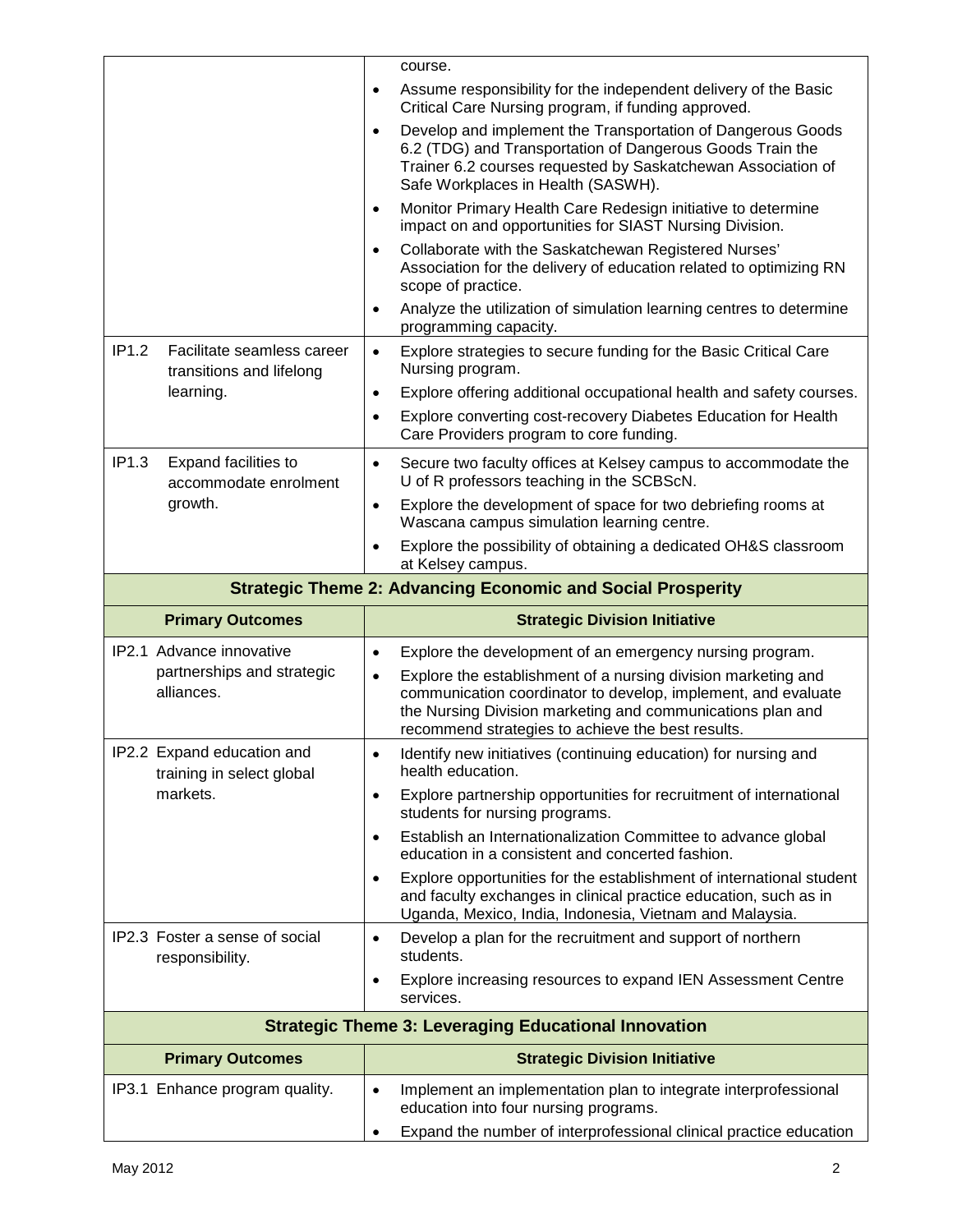| Primary Outcomes | Strategic Division Initiative |
|---|---|
| | course.<br>• Assume responsibility for the independent delivery of the Basic Critical Care Nursing program, if funding approved.<br>• Develop and implement the Transportation of Dangerous Goods 6.2 (TDG) and Transportation of Dangerous Goods Train the Trainer 6.2 courses requested by Saskatchewan Association of Safe Workplaces in Health (SASWH).<br>• Monitor Primary Health Care Redesign initiative to determine impact on and opportunities for SIAST Nursing Division.<br>• Collaborate with the Saskatchewan Registered Nurses' Association for the delivery of education related to optimizing RN scope of practice.<br>• Analyze the utilization of simulation learning centres to determine programming capacity. |
| IP1.2 Facilitate seamless career transitions and lifelong learning. | • Explore strategies to secure funding for the Basic Critical Care Nursing program.<br>• Explore offering additional occupational health and safety courses.<br>• Explore converting cost-recovery Diabetes Education for Health Care Providers program to core funding. |
| IP1.3 Expand facilities to accommodate enrolment growth. | • Secure two faculty offices at Kelsey campus to accommodate the U of R professors teaching in the SCBScN.<br>• Explore the development of space for two debriefing rooms at Wascana campus simulation learning centre.<br>• Explore the possibility of obtaining a dedicated OH&S classroom at Kelsey campus. |
| **Strategic Theme 2: Advancing Economic and Social Prosperity** | |
| **Primary Outcomes** | **Strategic Division Initiative** |
| IP2.1 Advance innovative partnerships and strategic alliances. | • Explore the development of an emergency nursing program.<br>• Explore the establishment of a nursing division marketing and communication coordinator to develop, implement, and evaluate the Nursing Division marketing and communications plan and recommend strategies to achieve the best results. |
| IP2.2 Expand education and training in select global markets. | • Identify new initiatives (continuing education) for nursing and health education.<br>• Explore partnership opportunities for recruitment of international students for nursing programs.<br>• Establish an Internationalization Committee to advance global education in a consistent and concerted fashion.<br>• Explore opportunities for the establishment of international student and faculty exchanges in clinical practice education, such as in Uganda, Mexico, India, Indonesia, Vietnam and Malaysia. |
| IP2.3 Foster a sense of social responsibility. | • Develop a plan for the recruitment and support of northern students.<br>• Explore increasing resources to expand IEN Assessment Centre services. |
| **Strategic Theme 3: Leveraging Educational Innovation** | |
| **Primary Outcomes** | **Strategic Division Initiative** |
| IP3.1 Enhance program quality. | • Implement an implementation plan to integrate interprofessional education into four nursing programs.<br>• Expand the number of interprofessional clinical practice education |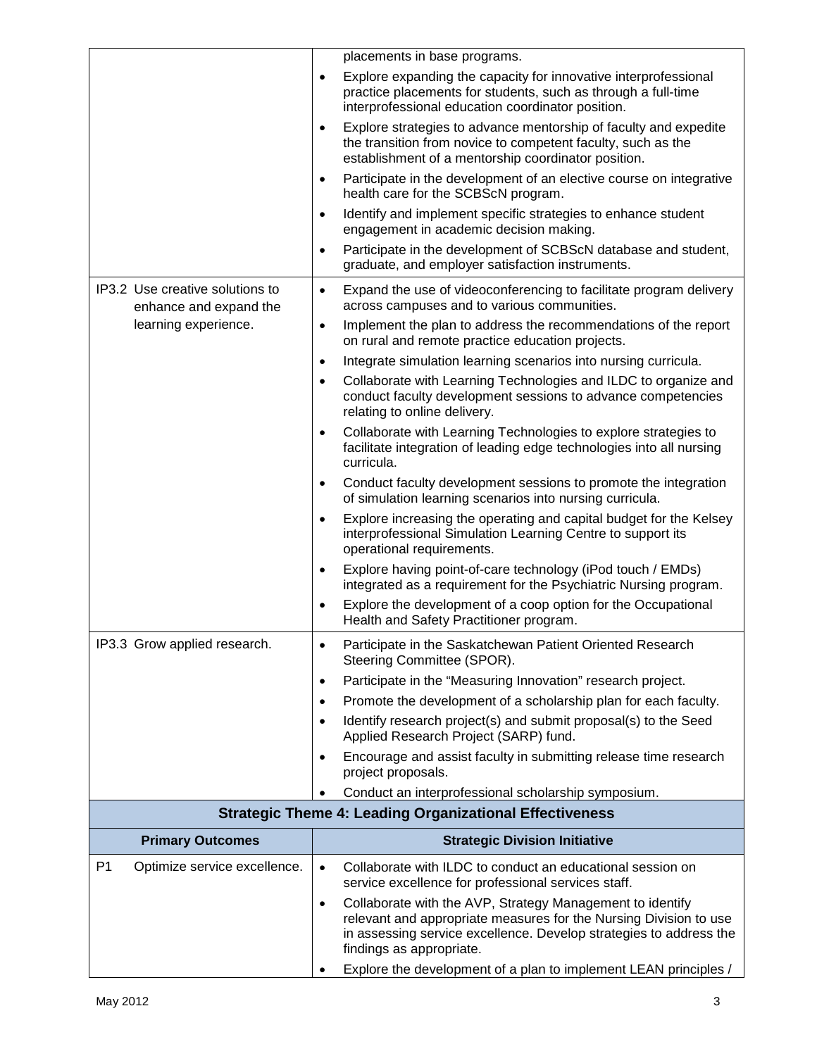| | |
|---|---|
| | placements in base programs.<br>• Explore expanding the capacity for innovative interprofessional practice placements for students, such as through a full-time interprofessional education coordinator position.<br>• Explore strategies to advance mentorship of faculty and expedite the transition from novice to competent faculty, such as the establishment of a mentorship coordinator position.<br>• Participate in the development of an elective course on integrative health care for the SCBScN program.<br>• Identify and implement specific strategies to enhance student engagement in academic decision making.<br>• Participate in the development of SCBScN database and student, graduate, and employer satisfaction instruments. |
| IP3.2 Use creative solutions to enhance and expand the learning experience. | • Expand the use of videoconferencing to facilitate program delivery across campuses and to various communities.<br>• Implement the plan to address the recommendations of the report on rural and remote practice education projects.<br>• Integrate simulation learning scenarios into nursing curricula.<br>• Collaborate with Learning Technologies and ILDC to organize and conduct faculty development sessions to advance competencies relating to online delivery.<br>• Collaborate with Learning Technologies to explore strategies to facilitate integration of leading edge technologies into all nursing curricula.<br>• Conduct faculty development sessions to promote the integration of simulation learning scenarios into nursing curricula.<br>• Explore increasing the operating and capital budget for the Kelsey interprofessional Simulation Learning Centre to support its operational requirements.<br>• Explore having point-of-care technology (iPod touch / EMDs) integrated as a requirement for the Psychiatric Nursing program.<br>• Explore the development of a coop option for the Occupational Health and Safety Practitioner program. |
| IP3.3 Grow applied research. | • Participate in the Saskatchewan Patient Oriented Research Steering Committee (SPOR).<br>• Participate in the "Measuring Innovation" research project.<br>• Promote the development of a scholarship plan for each faculty.<br>• Identify research project(s) and submit proposal(s) to the Seed Applied Research Project (SARP) fund.<br>• Encourage and assist faculty in submitting release time research project proposals.<br>• Conduct an interprofessional scholarship symposium. |
| **Strategic Theme 4: Leading Organizational Effectiveness** | |
| **Primary Outcomes** | **Strategic Division Initiative** |
| P1 Optimize service excellence. | • Collaborate with ILDC to conduct an educational session on service excellence for professional services staff.<br>• Collaborate with the AVP, Strategy Management to identify relevant and appropriate measures for the Nursing Division to use in assessing service excellence. Develop strategies to address the findings as appropriate.<br>• Explore the development of a plan to implement LEAN principles / |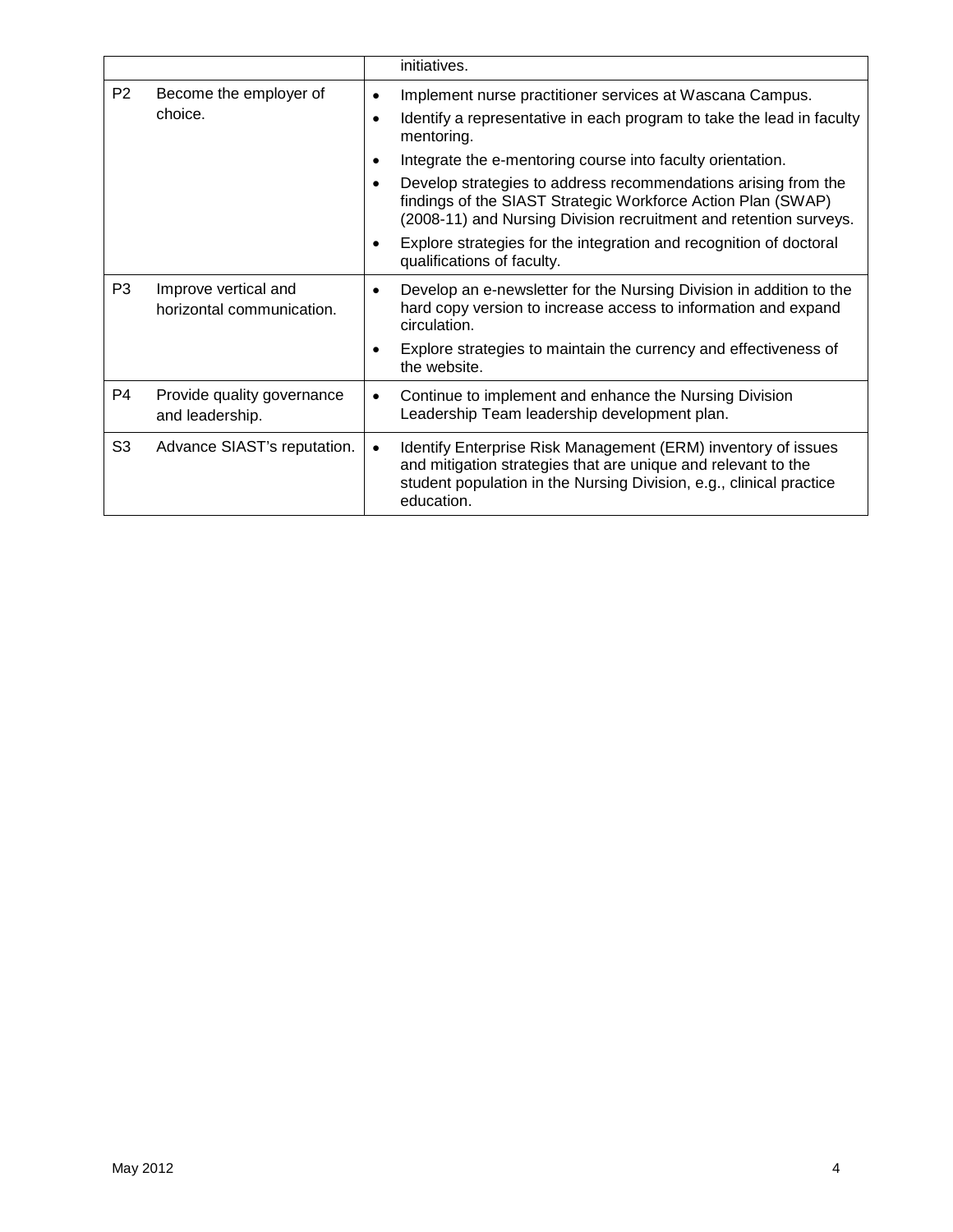| | | |
|---|---|---|
| | | initiatives. |
| P2 | Become the employer of choice. | • Implement nurse practitioner services at Wascana Campus.<br>• Identify a representative in each program to take the lead in faculty mentoring.<br>• Integrate the e-mentoring course into faculty orientation.<br>• Develop strategies to address recommendations arising from the findings of the SIAST Strategic Workforce Action Plan (SWAP) (2008-11) and Nursing Division recruitment and retention surveys.<br>• Explore strategies for the integration and recognition of doctoral qualifications of faculty. |
| P3 | Improve vertical and horizontal communication. | • Develop an e-newsletter for the Nursing Division in addition to the hard copy version to increase access to information and expand circulation.<br>• Explore strategies to maintain the currency and effectiveness of the website. |
| P4 | Provide quality governance and leadership. | • Continue to implement and enhance the Nursing Division Leadership Team leadership development plan. |
| S3 | Advance SIAST's reputation. | • Identify Enterprise Risk Management (ERM) inventory of issues and mitigation strategies that are unique and relevant to the student population in the Nursing Division, e.g., clinical practice education. |

May 2012